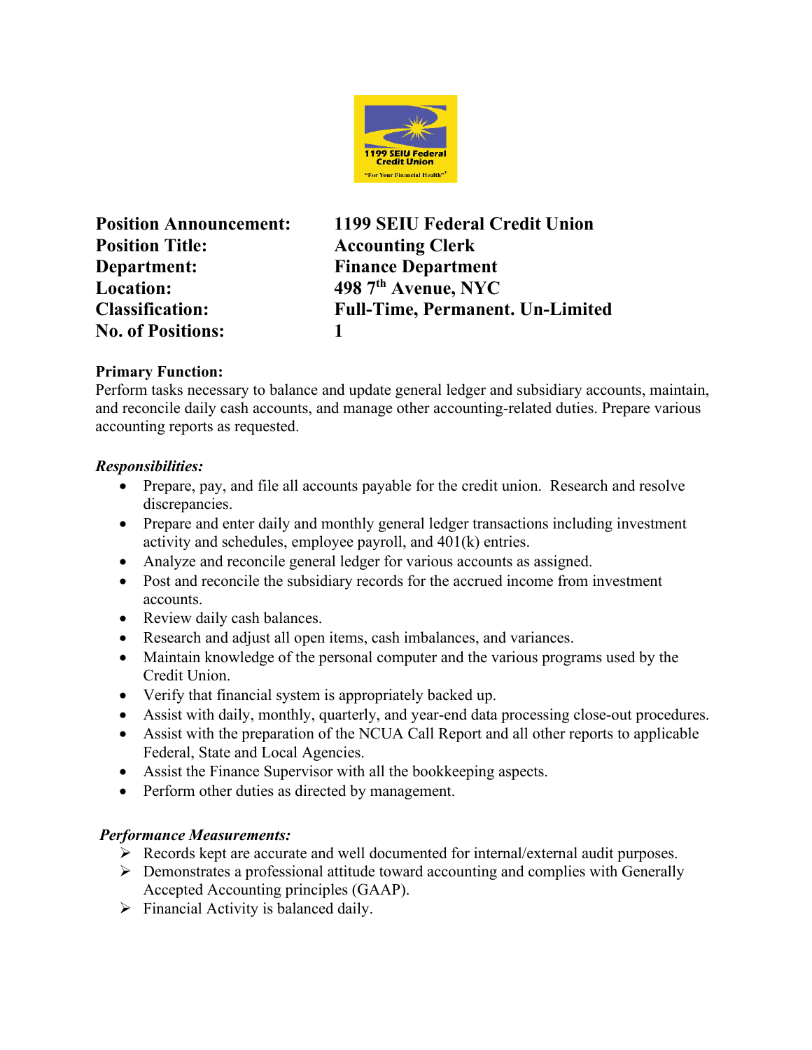| | |
|---|---|
| **Position Announcement:** | **1199 SEIU Federal Credit Union** |
| **Position Title:** | **Accounting Clerk** |
| **Department:** | **Finance Department** |
| **Location:** | **498 7th Avenue, NYC** |
| **Classification:** | **Full-Time, Permanent. Un-Limited** |
| **No. of Positions:** | **1** |

**Primary Function:**
Perform tasks necessary to balance and update general ledger and subsidiary accounts, maintain, and reconcile daily cash accounts, and manage other accounting-related duties. Prepare various accounting reports as requested.

***Responsibilities:***

- Prepare, pay, and file all accounts payable for the credit union. Research and resolve discrepancies.
- Prepare and enter daily and monthly general ledger transactions including investment activity and schedules, employee payroll, and 401(k) entries.
- Analyze and reconcile general ledger for various accounts as assigned.
- Post and reconcile the subsidiary records for the accrued income from investment accounts.
- Review daily cash balances.
- Research and adjust all open items, cash imbalances, and variances.
- Maintain knowledge of the personal computer and the various programs used by the Credit Union.
- Verify that financial system is appropriately backed up.
- Assist with daily, monthly, quarterly, and year-end data processing close-out procedures.
- Assist with the preparation of the NCUA Call Report and all other reports to applicable Federal, State and Local Agencies.
- Assist the Finance Supervisor with all the bookkeeping aspects.
- Perform other duties as directed by management.

***Performance Measurements:***

- Records kept are accurate and well documented for internal/external audit purposes.
- Demonstrates a professional attitude toward accounting and complies with Generally Accepted Accounting principles (GAAP).
- Financial Activity is balanced daily.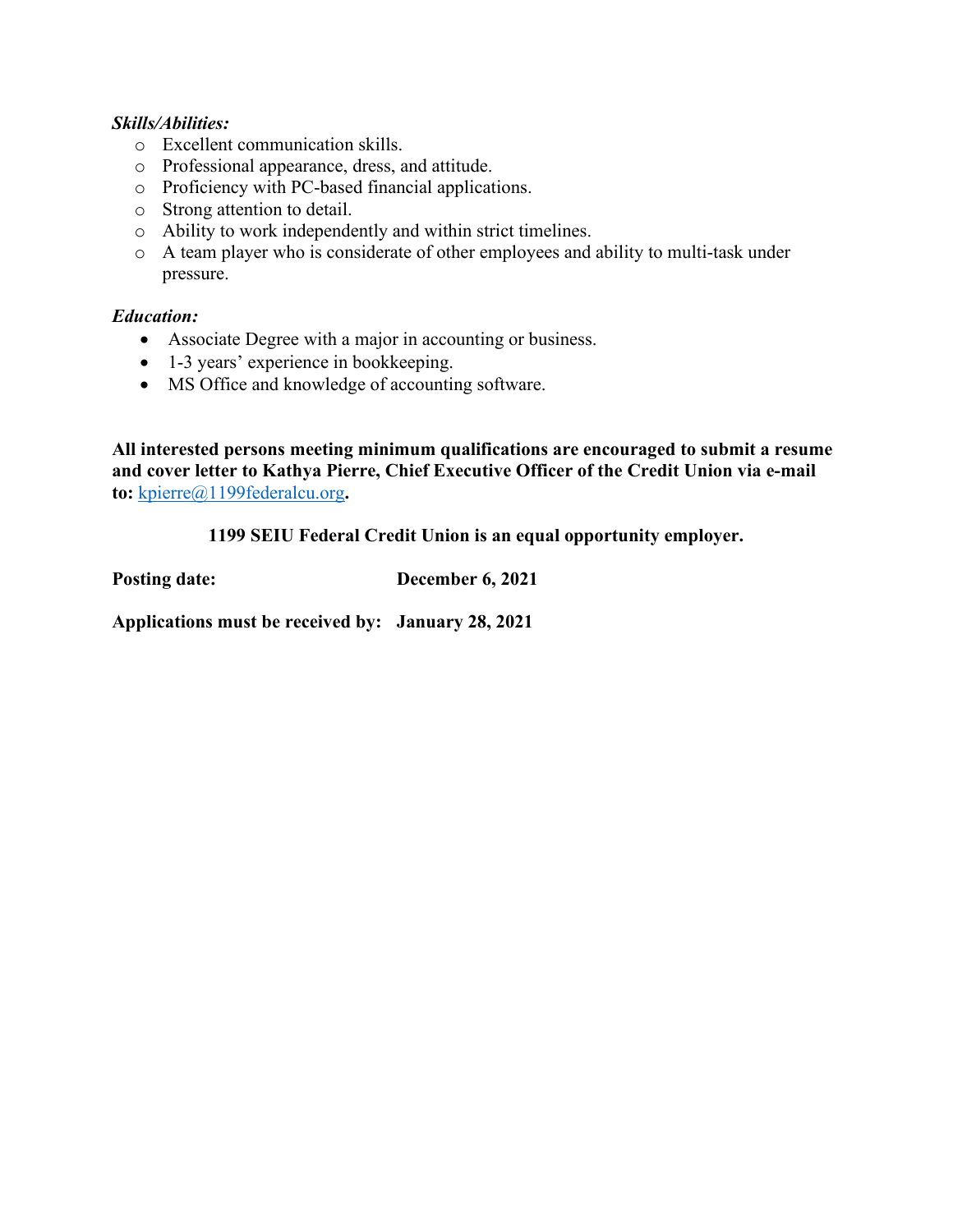***Skills/Abilities:***

- Excellent communication skills.
- Professional appearance, dress, and attitude.
- Proficiency with PC-based financial applications.
- Strong attention to detail.
- Ability to work independently and within strict timelines.
- A team player who is considerate of other employees and ability to multi-task under pressure.

***Education:***

- Associate Degree with a major in accounting or business.
- 1-3 years' experience in bookkeeping.
- MS Office and knowledge of accounting software.

**All interested persons meeting minimum qualifications are encouraged to submit a resume and cover letter to Kathya Pierre, Chief Executive Officer of the Credit Union via e-mail to:** kpierre@1199federalcu.org**.**

**1199 SEIU Federal Credit Union is an equal opportunity employer.**

**Posting date: December 6, 2021**

**Applications must be received by: January 28, 2021**